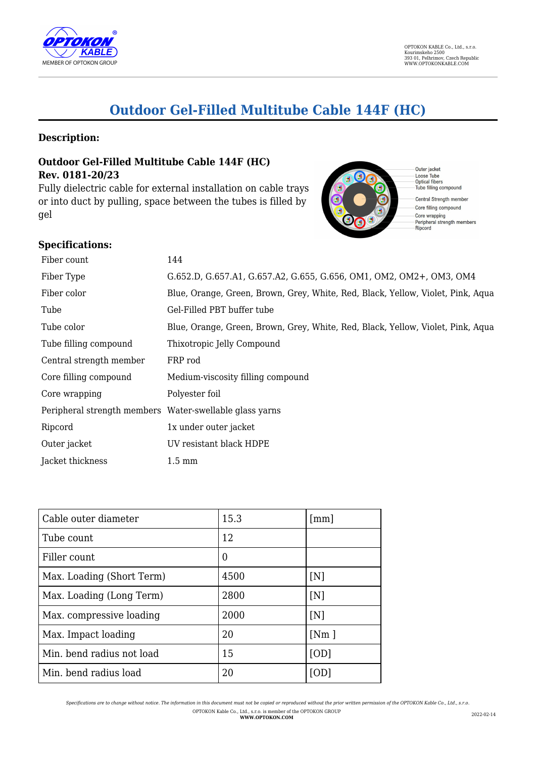# Outdoor Gel-Filled Multitube Cable 144F (HC)

## Description:

**Outdoor Gel-Filled Multitube Cable 144F (HC)**
**Rev. 0181-20/23**

Fully dielectric cable for external installation on cable trays or into duct by pulling, space between the tubes is filled by gel

Outer jacket
Loose Tube
Optical fibers
Tube filling compound
Central Strength member
Core filling compound
Core wrapping
Peripheral strength members
Ripcord

## Specifications:

| | |
|---|---|
| Fiber count | 144 |
| Fiber Type | G.652.D, G.657.A1, G.657.A2, G.655, G.656, OM1, OM2, OM2+, OM3, OM4 |
| Fiber color | Blue, Orange, Green, Brown, Grey, White, Red, Black, Yellow, Violet, Pink, Aqua |
| Tube | Gel-Filled PBT buffer tube |
| Tube color | Blue, Orange, Green, Brown, Grey, White, Red, Black, Yellow, Violet, Pink, Aqua |
| Tube filling compound | Thixotropic Jelly Compound |
| Central strength member | FRP rod |
| Core filling compound | Medium-viscosity filling compound |
| Core wrapping | Polyester foil |
| Peripheral strength members | Water-swellable glass yarns |
| Ripcord | 1x under outer jacket |
| Outer jacket | UV resistant black HDPE |
| Jacket thickness | 1.5 mm |

| | | |
|---|---|---|
| Cable outer diameter | 15.3 | [mm] |
| Tube count | 12 | |
| Filler count | 0 | |
| Max. Loading (Short Term) | 4500 | [N] |
| Max. Loading (Long Term) | 2800 | [N] |
| Max. compressive loading | 2000 | [N] |
| Max. Impact loading | 20 | [Nm ] |
| Min. bend radius not load | 15 | [OD] |
| Min. bend radius load | 20 | [OD] |

*Specifications are to change without notice. The information in this document must not be copied or reproduced without the prior written permission of the OPTOKON Kable Co., Ltd., s.r.o.*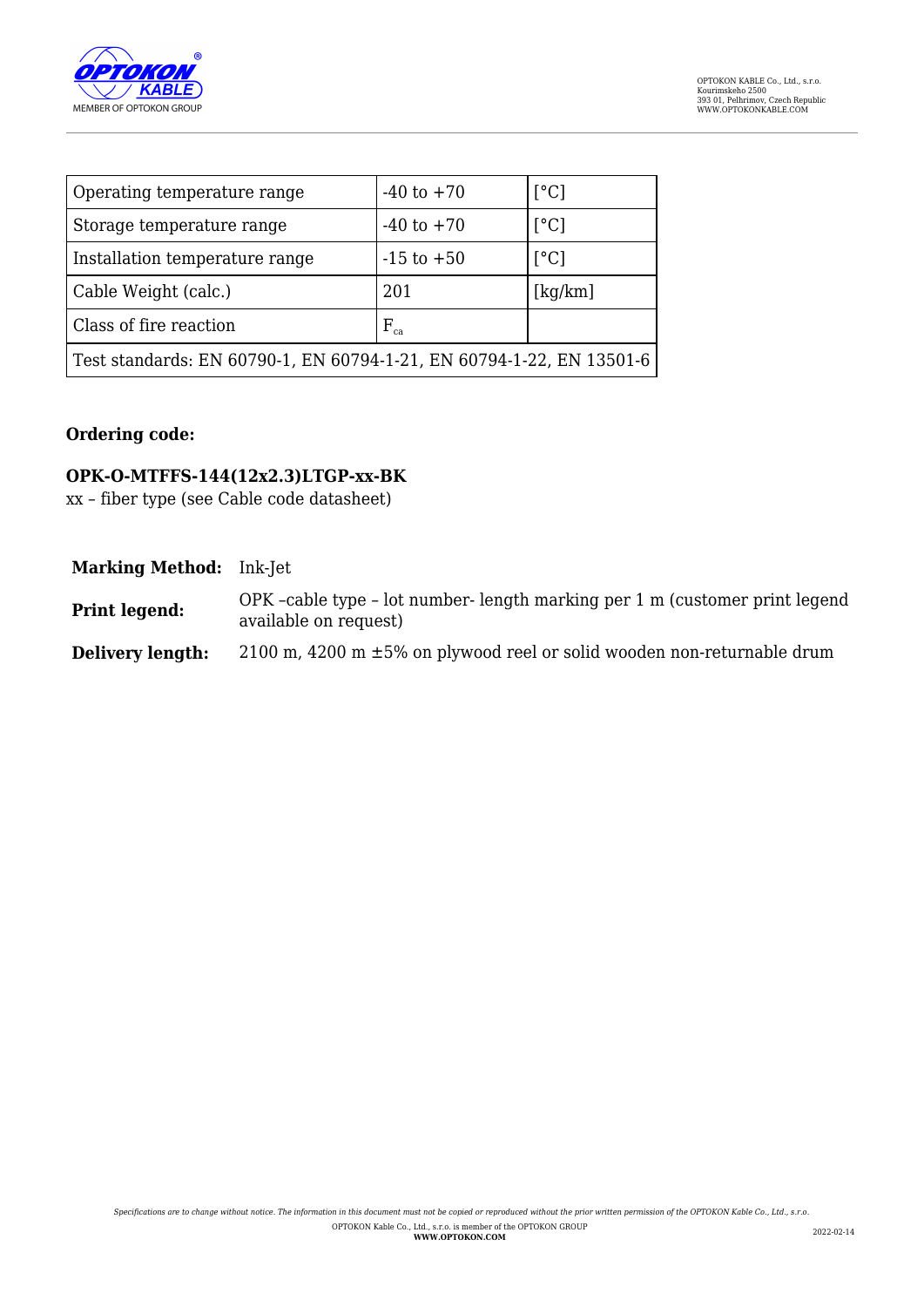| | | |
|---|---|---|
| Operating temperature range | -40 to +70 | [°C] |
| Storage temperature range | -40 to +70 | [°C] |
| Installation temperature range | -15 to +50 | [°C] |
| Cable Weight (calc.) | 201 | [kg/km] |
| Class of fire reaction | $F_{ca}$ | |
| Test standards: EN 60790-1, EN 60794-1-21, EN 60794-1-22, EN 13501-6 | | |

**Ordering code:**

**OPK-O-MTFFS-144(12x2.3)LTGP-xx-BK**
xx – fiber type (see Cable code datasheet)

| | |
|---|---|
| **Marking Method:** | Ink-Jet |
| **Print legend:** | OPK –cable type – lot number- length marking per 1 m (customer print legend available on request) |
| **Delivery length:** | 2100 m, 4200 m ±5% on plywood reel or solid wooden non-returnable drum |

*Specifications are to change without notice. The information in this document must not be copied or reproduced without the prior written permission of the OPTOKON Kable Co., Ltd., s.r.o.*

OPTOKON Kable Co., Ltd., s.r.o. is member of the OPTOKON GROUP
**WWW.OPTOKON.COM**

2022-02-14